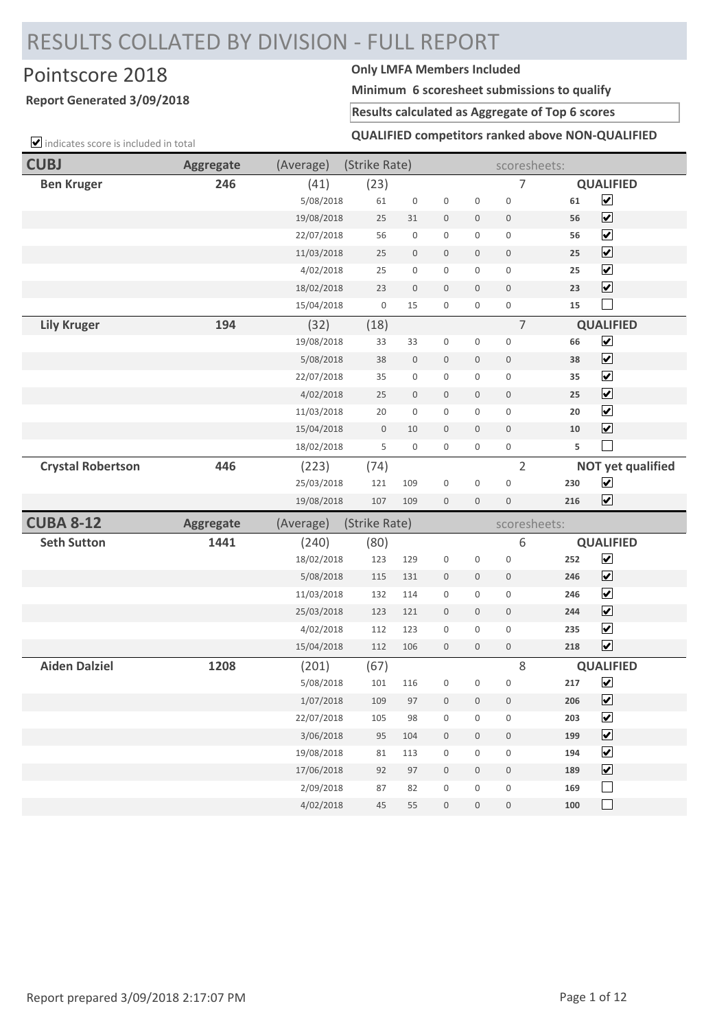# RESULTS COLLATED BY DIVISION - FULL REPORT

## Pointscore 2018

**Report Generated 3/09/2018**

**Only LMFA Members Included**

**Minimum 6 scoresheet submissions to qualify**

**Results calculated as Aggregate of Top 6 scores**

**QUALIFIED competitors ranked above NON-QUALIFIED**

☑ indicates score is included in total

| CUBJ | Aggregate | (Average) | (Strike Rate) | | | | scoresheets: | | |
|---|---|---|---|---|---|---|---|---|---|
| **Ben Kruger** | **246** | (41) | (23) | | | | 7 | | **QUALIFIED** |
| | | 5/08/2018 | 61 | 0 | 0 | 0 | 0 | **61** | ☑ |
| | | 19/08/2018 | 25 | 31 | 0 | 0 | 0 | **56** | ☑ |
| | | 22/07/2018 | 56 | 0 | 0 | 0 | 0 | **56** | ☑ |
| | | 11/03/2018 | 25 | 0 | 0 | 0 | 0 | **25** | ☑ |
| | | 4/02/2018 | 25 | 0 | 0 | 0 | 0 | **25** | ☑ |
| | | 18/02/2018 | 23 | 0 | 0 | 0 | 0 | **23** | ☑ |
| | | 15/04/2018 | 0 | 15 | 0 | 0 | 0 | **15** | ☐ |
| **Lily Kruger** | **194** | (32) | (18) | | | | 7 | | **QUALIFIED** |
| | | 19/08/2018 | 33 | 33 | 0 | 0 | 0 | **66** | ☑ |
| | | 5/08/2018 | 38 | 0 | 0 | 0 | 0 | **38** | ☑ |
| | | 22/07/2018 | 35 | 0 | 0 | 0 | 0 | **35** | ☑ |
| | | 4/02/2018 | 25 | 0 | 0 | 0 | 0 | **25** | ☑ |
| | | 11/03/2018 | 20 | 0 | 0 | 0 | 0 | **20** | ☑ |
| | | 15/04/2018 | 0 | 10 | 0 | 0 | 0 | **10** | ☑ |
| | | 18/02/2018 | 5 | 0 | 0 | 0 | 0 | **5** | ☐ |
| **Crystal Robertson** | **446** | (223) | (74) | | | | 2 | | **NOT yet qualified** |
| | | 25/03/2018 | 121 | 109 | 0 | 0 | 0 | **230** | ☑ |
| | | 19/08/2018 | 107 | 109 | 0 | 0 | 0 | **216** | ☑ |

| CUBA 8-12 | Aggregate | (Average) | (Strike Rate) | | | | scoresheets: | | |
|---|---|---|---|---|---|---|---|---|---|
| **Seth Sutton** | **1441** | (240) | (80) | | | | 6 | | **QUALIFIED** |
| | | 18/02/2018 | 123 | 129 | 0 | 0 | 0 | **252** | ☑ |
| | | 5/08/2018 | 115 | 131 | 0 | 0 | 0 | **246** | ☑ |
| | | 11/03/2018 | 132 | 114 | 0 | 0 | 0 | **246** | ☑ |
| | | 25/03/2018 | 123 | 121 | 0 | 0 | 0 | **244** | ☑ |
| | | 4/02/2018 | 112 | 123 | 0 | 0 | 0 | **235** | ☑ |
| | | 15/04/2018 | 112 | 106 | 0 | 0 | 0 | **218** | ☑ |
| **Aiden Dalziel** | **1208** | (201) | (67) | | | | 8 | | **QUALIFIED** |
| | | 5/08/2018 | 101 | 116 | 0 | 0 | 0 | **217** | ☑ |
| | | 1/07/2018 | 109 | 97 | 0 | 0 | 0 | **206** | ☑ |
| | | 22/07/2018 | 105 | 98 | 0 | 0 | 0 | **203** | ☑ |
| | | 3/06/2018 | 95 | 104 | 0 | 0 | 0 | **199** | ☑ |
| | | 19/08/2018 | 81 | 113 | 0 | 0 | 0 | **194** | ☑ |
| | | 17/06/2018 | 92 | 97 | 0 | 0 | 0 | **189** | ☑ |
| | | 2/09/2018 | 87 | 82 | 0 | 0 | 0 | **169** | ☐ |
| | | 4/02/2018 | 45 | 55 | 0 | 0 | 0 | **100** | ☐ |

Report prepared 3/09/2018 2:17:07 PM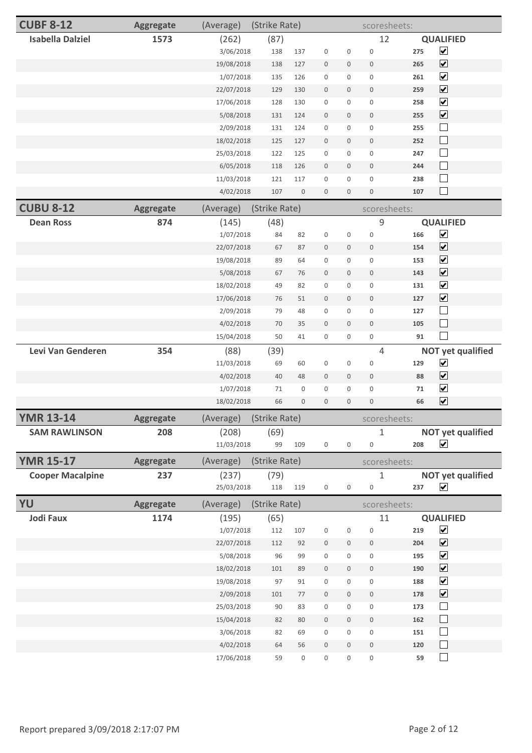## CUBF 8-12

| | Aggregate | (Average) | (Strike Rate) | | | | | scoresheets: | |
|---|---|---|---|---|---|---|---|---|---|
| **Isabella Dalziel** | **1573** | (262) | (87) | | | | 12 | | **QUALIFIED** |
| | | 3/06/2018 | 138 | 137 | 0 | 0 | 0 | 275 | ☑ |
| | | 19/08/2018 | 138 | 127 | 0 | 0 | 0 | 265 | ☑ |
| | | 1/07/2018 | 135 | 126 | 0 | 0 | 0 | 261 | ☑ |
| | | 22/07/2018 | 129 | 130 | 0 | 0 | 0 | 259 | ☑ |
| | | 17/06/2018 | 128 | 130 | 0 | 0 | 0 | 258 | ☑ |
| | | 5/08/2018 | 131 | 124 | 0 | 0 | 0 | 255 | ☑ |
| | | 2/09/2018 | 131 | 124 | 0 | 0 | 0 | 255 | ☐ |
| | | 18/02/2018 | 125 | 127 | 0 | 0 | 0 | 252 | ☐ |
| | | 25/03/2018 | 122 | 125 | 0 | 0 | 0 | 247 | ☐ |
| | | 6/05/2018 | 118 | 126 | 0 | 0 | 0 | 244 | ☐ |
| | | 11/03/2018 | 121 | 117 | 0 | 0 | 0 | 238 | ☐ |
| | | 4/02/2018 | 107 | 0 | 0 | 0 | 0 | 107 | ☐ |

## CUBU 8-12

| | Aggregate | (Average) | (Strike Rate) | | | | | scoresheets: | |
|---|---|---|---|---|---|---|---|---|---|
| **Dean Ross** | **874** | (145) | (48) | | | | 9 | | **QUALIFIED** |
| | | 1/07/2018 | 84 | 82 | 0 | 0 | 0 | 166 | ☑ |
| | | 22/07/2018 | 67 | 87 | 0 | 0 | 0 | 154 | ☑ |
| | | 19/08/2018 | 89 | 64 | 0 | 0 | 0 | 153 | ☑ |
| | | 5/08/2018 | 67 | 76 | 0 | 0 | 0 | 143 | ☑ |
| | | 18/02/2018 | 49 | 82 | 0 | 0 | 0 | 131 | ☑ |
| | | 17/06/2018 | 76 | 51 | 0 | 0 | 0 | 127 | ☑ |
| | | 2/09/2018 | 79 | 48 | 0 | 0 | 0 | 127 | ☐ |
| | | 4/02/2018 | 70 | 35 | 0 | 0 | 0 | 105 | ☐ |
| | | 15/04/2018 | 50 | 41 | 0 | 0 | 0 | 91 | ☐ |
| **Levi Van Genderen** | **354** | (88) | (39) | | | | 4 | | **NOT yet qualified** |
| | | 11/03/2018 | 69 | 60 | 0 | 0 | 0 | 129 | ☑ |
| | | 4/02/2018 | 40 | 48 | 0 | 0 | 0 | 88 | ☑ |
| | | 1/07/2018 | 71 | 0 | 0 | 0 | 0 | 71 | ☑ |
| | | 18/02/2018 | 66 | 0 | 0 | 0 | 0 | 66 | ☑ |

## YMR 13-14

| | Aggregate | (Average) | (Strike Rate) | | | | | scoresheets: | |
|---|---|---|---|---|---|---|---|---|---|
| **SAM RAWLINSON** | **208** | (208) | (69) | | | | 1 | | **NOT yet qualified** |
| | | 11/03/2018 | 99 | 109 | 0 | 0 | 0 | 208 | ☑ |

## YMR 15-17

| | Aggregate | (Average) | (Strike Rate) | | | | | scoresheets: | |
|---|---|---|---|---|---|---|---|---|---|
| **Cooper Macalpine** | **237** | (237) | (79) | | | | 1 | | **NOT yet qualified** |
| | | 25/03/2018 | 118 | 119 | 0 | 0 | 0 | 237 | ☑ |

## YU

| | Aggregate | (Average) | (Strike Rate) | | | | | scoresheets: | |
|---|---|---|---|---|---|---|---|---|---|
| **Jodi Faux** | **1174** | (195) | (65) | | | | 11 | | **QUALIFIED** |
| | | 1/07/2018 | 112 | 107 | 0 | 0 | 0 | 219 | ☑ |
| | | 22/07/2018 | 112 | 92 | 0 | 0 | 0 | 204 | ☑ |
| | | 5/08/2018 | 96 | 99 | 0 | 0 | 0 | 195 | ☑ |
| | | 18/02/2018 | 101 | 89 | 0 | 0 | 0 | 190 | ☑ |
| | | 19/08/2018 | 97 | 91 | 0 | 0 | 0 | 188 | ☑ |
| | | 2/09/2018 | 101 | 77 | 0 | 0 | 0 | 178 | ☑ |
| | | 25/03/2018 | 90 | 83 | 0 | 0 | 0 | 173 | ☐ |
| | | 15/04/2018 | 82 | 80 | 0 | 0 | 0 | 162 | ☐ |
| | | 3/06/2018 | 82 | 69 | 0 | 0 | 0 | 151 | ☐ |
| | | 4/02/2018 | 64 | 56 | 0 | 0 | 0 | 120 | ☐ |
| | | 17/06/2018 | 59 | 0 | 0 | 0 | 0 | 59 | ☐ |

Report prepared 3/09/2018 2:17:07 PM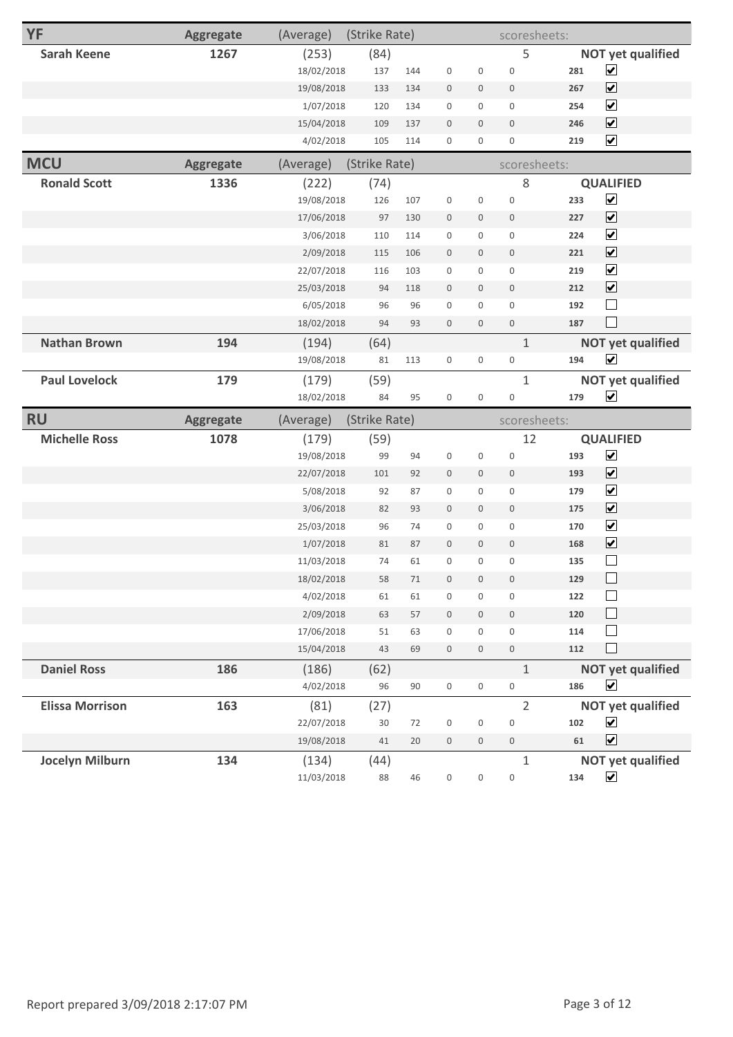| YF | Aggregate | (Average) | (Strike Rate) | | | | | scoresheets: | |
|---|---|---|---|---|---|---|---|---|---|
| **Sarah Keene** | **1267** | (253) | (84) | | | | 5 | | **NOT yet qualified** |
| | | 18/02/2018 | 137 | 144 | 0 | 0 | 0 | 281 | ☑ |
| | | 19/08/2018 | 133 | 134 | 0 | 0 | 0 | 267 | ☑ |
| | | 1/07/2018 | 120 | 134 | 0 | 0 | 0 | 254 | ☑ |
| | | 15/04/2018 | 109 | 137 | 0 | 0 | 0 | 246 | ☑ |
| | | 4/02/2018 | 105 | 114 | 0 | 0 | 0 | 219 | ☑ |

| MCU | Aggregate | (Average) | (Strike Rate) | | | | | scoresheets: | |
|---|---|---|---|---|---|---|---|---|---|
| **Ronald Scott** | **1336** | (222) | (74) | | | | 8 | | **QUALIFIED** |
| | | 19/08/2018 | 126 | 107 | 0 | 0 | 0 | 233 | ☑ |
| | | 17/06/2018 | 97 | 130 | 0 | 0 | 0 | 227 | ☑ |
| | | 3/06/2018 | 110 | 114 | 0 | 0 | 0 | 224 | ☑ |
| | | 2/09/2018 | 115 | 106 | 0 | 0 | 0 | 221 | ☑ |
| | | 22/07/2018 | 116 | 103 | 0 | 0 | 0 | 219 | ☑ |
| | | 25/03/2018 | 94 | 118 | 0 | 0 | 0 | 212 | ☑ |
| | | 6/05/2018 | 96 | 96 | 0 | 0 | 0 | 192 | ☐ |
| | | 18/02/2018 | 94 | 93 | 0 | 0 | 0 | 187 | ☐ |
| **Nathan Brown** | **194** | (194) | (64) | | | | 1 | | **NOT yet qualified** |
| | | 19/08/2018 | 81 | 113 | 0 | 0 | 0 | 194 | ☑ |
| **Paul Lovelock** | **179** | (179) | (59) | | | | 1 | | **NOT yet qualified** |
| | | 18/02/2018 | 84 | 95 | 0 | 0 | 0 | 179 | ☑ |

| RU | Aggregate | (Average) | (Strike Rate) | | | | | scoresheets: | |
|---|---|---|---|---|---|---|---|---|---|
| **Michelle Ross** | **1078** | (179) | (59) | | | | 12 | | **QUALIFIED** |
| | | 19/08/2018 | 99 | 94 | 0 | 0 | 0 | 193 | ☑ |
| | | 22/07/2018 | 101 | 92 | 0 | 0 | 0 | 193 | ☑ |
| | | 5/08/2018 | 92 | 87 | 0 | 0 | 0 | 179 | ☑ |
| | | 3/06/2018 | 82 | 93 | 0 | 0 | 0 | 175 | ☑ |
| | | 25/03/2018 | 96 | 74 | 0 | 0 | 0 | 170 | ☑ |
| | | 1/07/2018 | 81 | 87 | 0 | 0 | 0 | 168 | ☑ |
| | | 11/03/2018 | 74 | 61 | 0 | 0 | 0 | 135 | ☐ |
| | | 18/02/2018 | 58 | 71 | 0 | 0 | 0 | 129 | ☐ |
| | | 4/02/2018 | 61 | 61 | 0 | 0 | 0 | 122 | ☐ |
| | | 2/09/2018 | 63 | 57 | 0 | 0 | 0 | 120 | ☐ |
| | | 17/06/2018 | 51 | 63 | 0 | 0 | 0 | 114 | ☐ |
| | | 15/04/2018 | 43 | 69 | 0 | 0 | 0 | 112 | ☐ |
| **Daniel Ross** | **186** | (186) | (62) | | | | 1 | | **NOT yet qualified** |
| | | 4/02/2018 | 96 | 90 | 0 | 0 | 0 | 186 | ☑ |
| **Elissa Morrison** | **163** | (81) | (27) | | | | 2 | | **NOT yet qualified** |
| | | 22/07/2018 | 30 | 72 | 0 | 0 | 0 | 102 | ☑ |
| | | 19/08/2018 | 41 | 20 | 0 | 0 | 0 | 61 | ☑ |
| **Jocelyn Milburn** | **134** | (134) | (44) | | | | 1 | | **NOT yet qualified** |
| | | 11/03/2018 | 88 | 46 | 0 | 0 | 0 | 134 | ☑ |

Report prepared 3/09/2018 2:17:07 PM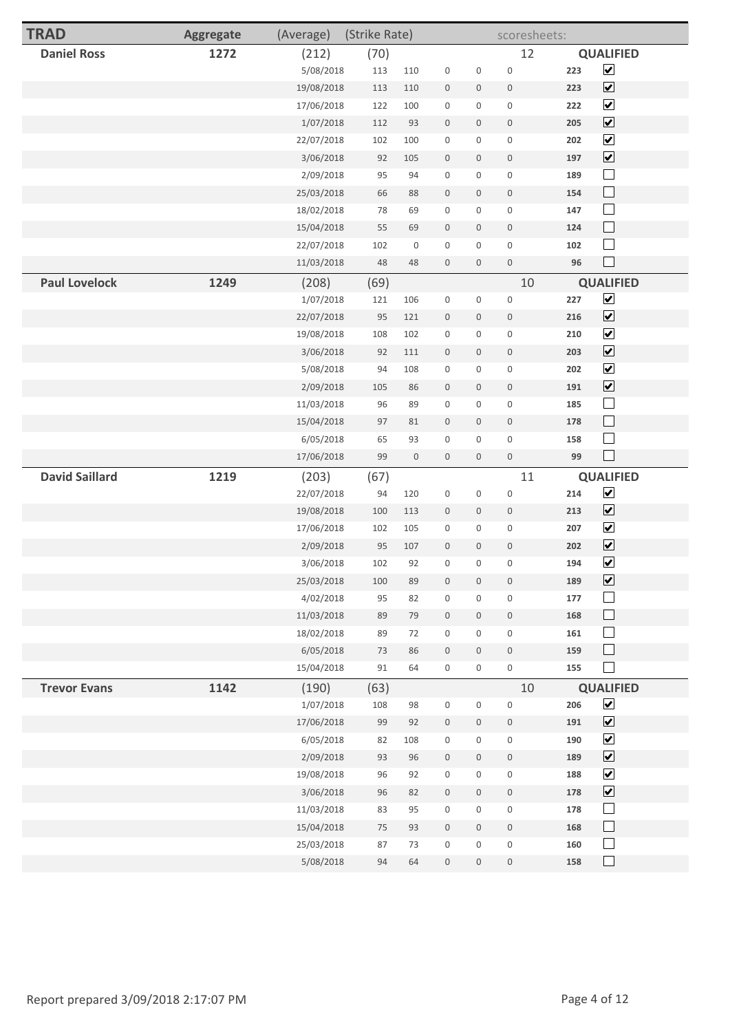| TRAD | Aggregate | (Average) | (Strike Rate) | | | | | scoresheets: | | |
|---|---|---|---|---|---|---|---|---|---|---|
| **Daniel Ross** | **1272** | (212) | (70) | | | | | 12 | | **QUALIFIED** |
| | | 5/08/2018 | 113 | 110 | 0 | 0 | 0 | | **223** | ☑ |
| | | 19/08/2018 | 113 | 110 | 0 | 0 | 0 | | **223** | ☑ |
| | | 17/06/2018 | 122 | 100 | 0 | 0 | 0 | | **222** | ☑ |
| | | 1/07/2018 | 112 | 93 | 0 | 0 | 0 | | **205** | ☑ |
| | | 22/07/2018 | 102 | 100 | 0 | 0 | 0 | | **202** | ☑ |
| | | 3/06/2018 | 92 | 105 | 0 | 0 | 0 | | **197** | ☑ |
| | | 2/09/2018 | 95 | 94 | 0 | 0 | 0 | | **189** | ☐ |
| | | 25/03/2018 | 66 | 88 | 0 | 0 | 0 | | **154** | ☐ |
| | | 18/02/2018 | 78 | 69 | 0 | 0 | 0 | | **147** | ☐ |
| | | 15/04/2018 | 55 | 69 | 0 | 0 | 0 | | **124** | ☐ |
| | | 22/07/2018 | 102 | 0 | 0 | 0 | 0 | | **102** | ☐ |
| | | 11/03/2018 | 48 | 48 | 0 | 0 | 0 | | **96** | ☐ |
| **Paul Lovelock** | **1249** | (208) | (69) | | | | | 10 | | **QUALIFIED** |
| | | 1/07/2018 | 121 | 106 | 0 | 0 | 0 | | **227** | ☑ |
| | | 22/07/2018 | 95 | 121 | 0 | 0 | 0 | | **216** | ☑ |
| | | 19/08/2018 | 108 | 102 | 0 | 0 | 0 | | **210** | ☑ |
| | | 3/06/2018 | 92 | 111 | 0 | 0 | 0 | | **203** | ☑ |
| | | 5/08/2018 | 94 | 108 | 0 | 0 | 0 | | **202** | ☑ |
| | | 2/09/2018 | 105 | 86 | 0 | 0 | 0 | | **191** | ☑ |
| | | 11/03/2018 | 96 | 89 | 0 | 0 | 0 | | **185** | ☐ |
| | | 15/04/2018 | 97 | 81 | 0 | 0 | 0 | | **178** | ☐ |
| | | 6/05/2018 | 65 | 93 | 0 | 0 | 0 | | **158** | ☐ |
| | | 17/06/2018 | 99 | 0 | 0 | 0 | 0 | | **99** | ☐ |
| **David Saillard** | **1219** | (203) | (67) | | | | | 11 | | **QUALIFIED** |
| | | 22/07/2018 | 94 | 120 | 0 | 0 | 0 | | **214** | ☑ |
| | | 19/08/2018 | 100 | 113 | 0 | 0 | 0 | | **213** | ☑ |
| | | 17/06/2018 | 102 | 105 | 0 | 0 | 0 | | **207** | ☑ |
| | | 2/09/2018 | 95 | 107 | 0 | 0 | 0 | | **202** | ☑ |
| | | 3/06/2018 | 102 | 92 | 0 | 0 | 0 | | **194** | ☑ |
| | | 25/03/2018 | 100 | 89 | 0 | 0 | 0 | | **189** | ☑ |
| | | 4/02/2018 | 95 | 82 | 0 | 0 | 0 | | **177** | ☐ |
| | | 11/03/2018 | 89 | 79 | 0 | 0 | 0 | | **168** | ☐ |
| | | 18/02/2018 | 89 | 72 | 0 | 0 | 0 | | **161** | ☐ |
| | | 6/05/2018 | 73 | 86 | 0 | 0 | 0 | | **159** | ☐ |
| | | 15/04/2018 | 91 | 64 | 0 | 0 | 0 | | **155** | ☐ |
| **Trevor Evans** | **1142** | (190) | (63) | | | | | 10 | | **QUALIFIED** |
| | | 1/07/2018 | 108 | 98 | 0 | 0 | 0 | | **206** | ☑ |
| | | 17/06/2018 | 99 | 92 | 0 | 0 | 0 | | **191** | ☑ |
| | | 6/05/2018 | 82 | 108 | 0 | 0 | 0 | | **190** | ☑ |
| | | 2/09/2018 | 93 | 96 | 0 | 0 | 0 | | **189** | ☑ |
| | | 19/08/2018 | 96 | 92 | 0 | 0 | 0 | | **188** | ☑ |
| | | 3/06/2018 | 96 | 82 | 0 | 0 | 0 | | **178** | ☑ |
| | | 11/03/2018 | 83 | 95 | 0 | 0 | 0 | | **178** | ☐ |
| | | 15/04/2018 | 75 | 93 | 0 | 0 | 0 | | **168** | ☐ |
| | | 25/03/2018 | 87 | 73 | 0 | 0 | 0 | | **160** | ☐ |
| | | 5/08/2018 | 94 | 64 | 0 | 0 | 0 | | **158** | ☐ |

Report prepared 3/09/2018 2:17:07 PM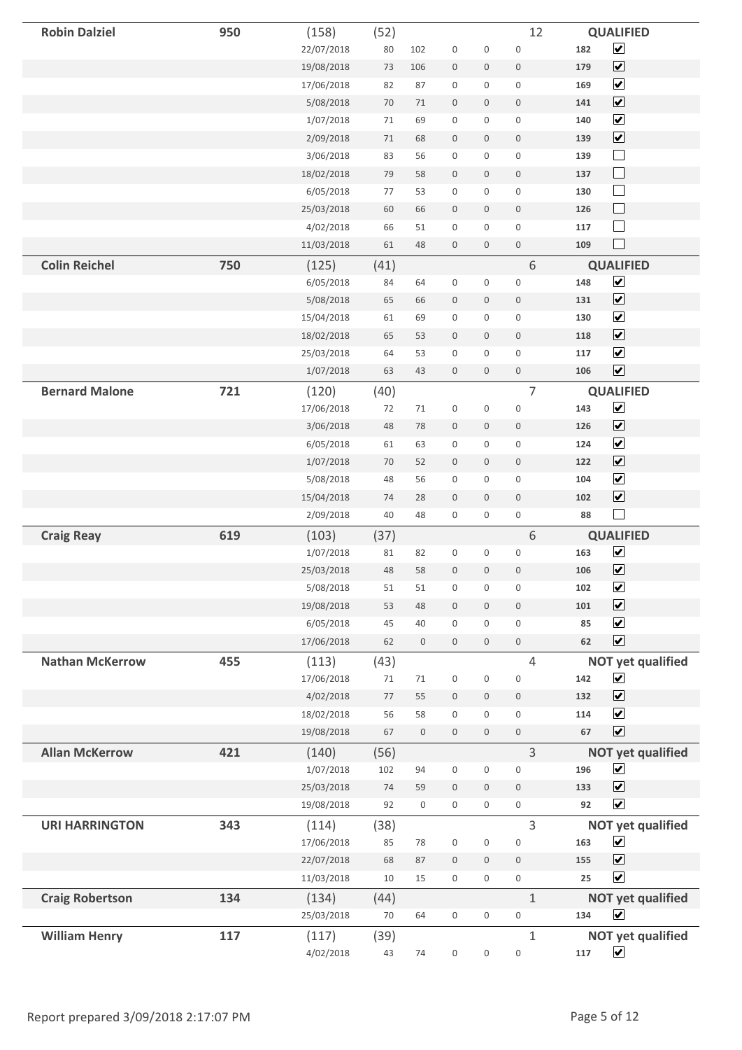| Name | Total | | | | | | | | Count | Score | Status |
|---|---|---|---|---|---|---|---|---|---|---|---|
| **Robin Dalziel** | **950** | (158) | (52) | | | | | | 12 | | **QUALIFIED** |
| | | 22/07/2018 | 80 | 102 | 0 | 0 | 0 | | | **182** | ☑ |
| | | 19/08/2018 | 73 | 106 | 0 | 0 | 0 | | | **179** | ☑ |
| | | 17/06/2018 | 82 | 87 | 0 | 0 | 0 | | | **169** | ☑ |
| | | 5/08/2018 | 70 | 71 | 0 | 0 | 0 | | | **141** | ☑ |
| | | 1/07/2018 | 71 | 69 | 0 | 0 | 0 | | | **140** | ☑ |
| | | 2/09/2018 | 71 | 68 | 0 | 0 | 0 | | | **139** | ☑ |
| | | 3/06/2018 | 83 | 56 | 0 | 0 | 0 | | | **139** | ☐ |
| | | 18/02/2018 | 79 | 58 | 0 | 0 | 0 | | | **137** | ☐ |
| | | 6/05/2018 | 77 | 53 | 0 | 0 | 0 | | | **130** | ☐ |
| | | 25/03/2018 | 60 | 66 | 0 | 0 | 0 | | | **126** | ☐ |
| | | 4/02/2018 | 66 | 51 | 0 | 0 | 0 | | | **117** | ☐ |
| | | 11/03/2018 | 61 | 48 | 0 | 0 | 0 | | | **109** | ☐ |
| **Colin Reichel** | **750** | (125) | (41) | | | | | | 6 | | **QUALIFIED** |
| | | 6/05/2018 | 84 | 64 | 0 | 0 | 0 | | | **148** | ☑ |
| | | 5/08/2018 | 65 | 66 | 0 | 0 | 0 | | | **131** | ☑ |
| | | 15/04/2018 | 61 | 69 | 0 | 0 | 0 | | | **130** | ☑ |
| | | 18/02/2018 | 65 | 53 | 0 | 0 | 0 | | | **118** | ☑ |
| | | 25/03/2018 | 64 | 53 | 0 | 0 | 0 | | | **117** | ☑ |
| | | 1/07/2018 | 63 | 43 | 0 | 0 | 0 | | | **106** | ☑ |
| **Bernard Malone** | **721** | (120) | (40) | | | | | | 7 | | **QUALIFIED** |
| | | 17/06/2018 | 72 | 71 | 0 | 0 | 0 | | | **143** | ☑ |
| | | 3/06/2018 | 48 | 78 | 0 | 0 | 0 | | | **126** | ☑ |
| | | 6/05/2018 | 61 | 63 | 0 | 0 | 0 | | | **124** | ☑ |
| | | 1/07/2018 | 70 | 52 | 0 | 0 | 0 | | | **122** | ☑ |
| | | 5/08/2018 | 48 | 56 | 0 | 0 | 0 | | | **104** | ☑ |
| | | 15/04/2018 | 74 | 28 | 0 | 0 | 0 | | | **102** | ☑ |
| | | 2/09/2018 | 40 | 48 | 0 | 0 | 0 | | | **88** | ☐ |
| **Craig Reay** | **619** | (103) | (37) | | | | | | 6 | | **QUALIFIED** |
| | | 1/07/2018 | 81 | 82 | 0 | 0 | 0 | | | **163** | ☑ |
| | | 25/03/2018 | 48 | 58 | 0 | 0 | 0 | | | **106** | ☑ |
| | | 5/08/2018 | 51 | 51 | 0 | 0 | 0 | | | **102** | ☑ |
| | | 19/08/2018 | 53 | 48 | 0 | 0 | 0 | | | **101** | ☑ |
| | | 6/05/2018 | 45 | 40 | 0 | 0 | 0 | | | **85** | ☑ |
| | | 17/06/2018 | 62 | 0 | 0 | 0 | 0 | | | **62** | ☑ |
| **Nathan McKerrow** | **455** | (113) | (43) | | | | | | 4 | | **NOT yet qualified** |
| | | 17/06/2018 | 71 | 71 | 0 | 0 | 0 | | | **142** | ☑ |
| | | 4/02/2018 | 77 | 55 | 0 | 0 | 0 | | | **132** | ☑ |
| | | 18/02/2018 | 56 | 58 | 0 | 0 | 0 | | | **114** | ☑ |
| | | 19/08/2018 | 67 | 0 | 0 | 0 | 0 | | | **67** | ☑ |
| **Allan McKerrow** | **421** | (140) | (56) | | | | | | 3 | | **NOT yet qualified** |
| | | 1/07/2018 | 102 | 94 | 0 | 0 | 0 | | | **196** | ☑ |
| | | 25/03/2018 | 74 | 59 | 0 | 0 | 0 | | | **133** | ☑ |
| | | 19/08/2018 | 92 | 0 | 0 | 0 | 0 | | | **92** | ☑ |
| **URI HARRINGTON** | **343** | (114) | (38) | | | | | | 3 | | **NOT yet qualified** |
| | | 17/06/2018 | 85 | 78 | 0 | 0 | 0 | | | **163** | ☑ |
| | | 22/07/2018 | 68 | 87 | 0 | 0 | 0 | | | **155** | ☑ |
| | | 11/03/2018 | 10 | 15 | 0 | 0 | 0 | | | **25** | ☑ |
| **Craig Robertson** | **134** | (134) | (44) | | | | | | 1 | | **NOT yet qualified** |
| | | 25/03/2018 | 70 | 64 | 0 | 0 | 0 | | | **134** | ☑ |
| **William Henry** | **117** | (117) | (39) | | | | | | 1 | | **NOT yet qualified** |
| | | 4/02/2018 | 43 | 74 | 0 | 0 | 0 | | | **117** | ☑ |

Report prepared 3/09/2018 2:17:07 PM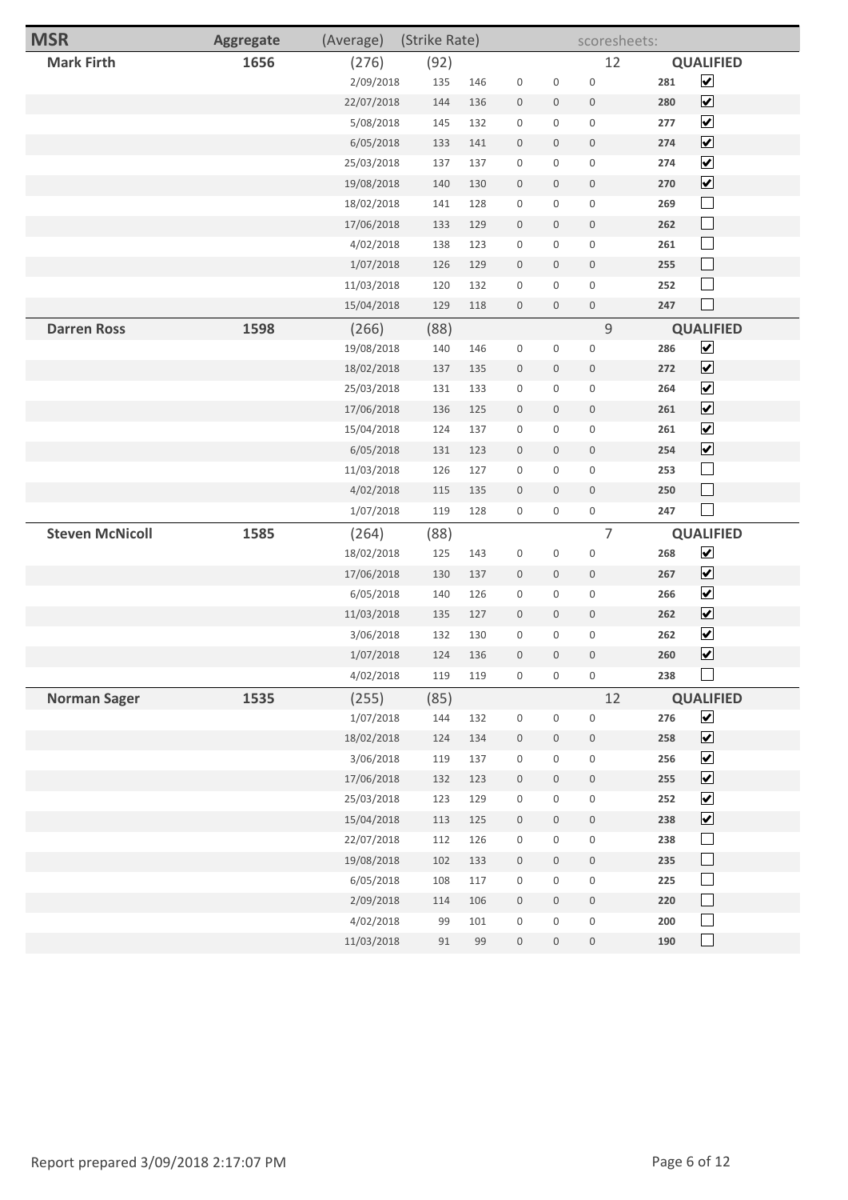| MSR | Aggregate | (Average) | (Strike Rate) | | | | | scoresheets: | | |
|---|---|---|---|---|---|---|---|---|---|---|
| **Mark Firth** | **1656** | (276) | (92) | | | | | 12 | **QUALIFIED** | |
| | | 2/09/2018 | 135 | 146 | 0 | 0 | 0 | | **281** | ☑ |
| | | 22/07/2018 | 144 | 136 | 0 | 0 | 0 | | **280** | ☑ |
| | | 5/08/2018 | 145 | 132 | 0 | 0 | 0 | | **277** | ☑ |
| | | 6/05/2018 | 133 | 141 | 0 | 0 | 0 | | **274** | ☑ |
| | | 25/03/2018 | 137 | 137 | 0 | 0 | 0 | | **274** | ☑ |
| | | 19/08/2018 | 140 | 130 | 0 | 0 | 0 | | **270** | ☑ |
| | | 18/02/2018 | 141 | 128 | 0 | 0 | 0 | | **269** | ☐ |
| | | 17/06/2018 | 133 | 129 | 0 | 0 | 0 | | **262** | ☐ |
| | | 4/02/2018 | 138 | 123 | 0 | 0 | 0 | | **261** | ☐ |
| | | 1/07/2018 | 126 | 129 | 0 | 0 | 0 | | **255** | ☐ |
| | | 11/03/2018 | 120 | 132 | 0 | 0 | 0 | | **252** | ☐ |
| | | 15/04/2018 | 129 | 118 | 0 | 0 | 0 | | **247** | ☐ |
| **Darren Ross** | **1598** | (266) | (88) | | | | | 9 | **QUALIFIED** | |
| | | 19/08/2018 | 140 | 146 | 0 | 0 | 0 | | **286** | ☑ |
| | | 18/02/2018 | 137 | 135 | 0 | 0 | 0 | | **272** | ☑ |
| | | 25/03/2018 | 131 | 133 | 0 | 0 | 0 | | **264** | ☑ |
| | | 17/06/2018 | 136 | 125 | 0 | 0 | 0 | | **261** | ☑ |
| | | 15/04/2018 | 124 | 137 | 0 | 0 | 0 | | **261** | ☑ |
| | | 6/05/2018 | 131 | 123 | 0 | 0 | 0 | | **254** | ☑ |
| | | 11/03/2018 | 126 | 127 | 0 | 0 | 0 | | **253** | ☐ |
| | | 4/02/2018 | 115 | 135 | 0 | 0 | 0 | | **250** | ☐ |
| | | 1/07/2018 | 119 | 128 | 0 | 0 | 0 | | **247** | ☐ |
| **Steven McNicoll** | **1585** | (264) | (88) | | | | | 7 | **QUALIFIED** | |
| | | 18/02/2018 | 125 | 143 | 0 | 0 | 0 | | **268** | ☑ |
| | | 17/06/2018 | 130 | 137 | 0 | 0 | 0 | | **267** | ☑ |
| | | 6/05/2018 | 140 | 126 | 0 | 0 | 0 | | **266** | ☑ |
| | | 11/03/2018 | 135 | 127 | 0 | 0 | 0 | | **262** | ☑ |
| | | 3/06/2018 | 132 | 130 | 0 | 0 | 0 | | **262** | ☑ |
| | | 1/07/2018 | 124 | 136 | 0 | 0 | 0 | | **260** | ☑ |
| | | 4/02/2018 | 119 | 119 | 0 | 0 | 0 | | **238** | ☐ |
| **Norman Sager** | **1535** | (255) | (85) | | | | | 12 | **QUALIFIED** | |
| | | 1/07/2018 | 144 | 132 | 0 | 0 | 0 | | **276** | ☑ |
| | | 18/02/2018 | 124 | 134 | 0 | 0 | 0 | | **258** | ☑ |
| | | 3/06/2018 | 119 | 137 | 0 | 0 | 0 | | **256** | ☑ |
| | | 17/06/2018 | 132 | 123 | 0 | 0 | 0 | | **255** | ☑ |
| | | 25/03/2018 | 123 | 129 | 0 | 0 | 0 | | **252** | ☑ |
| | | 15/04/2018 | 113 | 125 | 0 | 0 | 0 | | **238** | ☑ |
| | | 22/07/2018 | 112 | 126 | 0 | 0 | 0 | | **238** | ☐ |
| | | 19/08/2018 | 102 | 133 | 0 | 0 | 0 | | **235** | ☐ |
| | | 6/05/2018 | 108 | 117 | 0 | 0 | 0 | | **225** | ☐ |
| | | 2/09/2018 | 114 | 106 | 0 | 0 | 0 | | **220** | ☐ |
| | | 4/02/2018 | 99 | 101 | 0 | 0 | 0 | | **200** | ☐ |
| | | 11/03/2018 | 91 | 99 | 0 | 0 | 0 | | **190** | ☐ |

Report prepared 3/09/2018 2:17:07 PM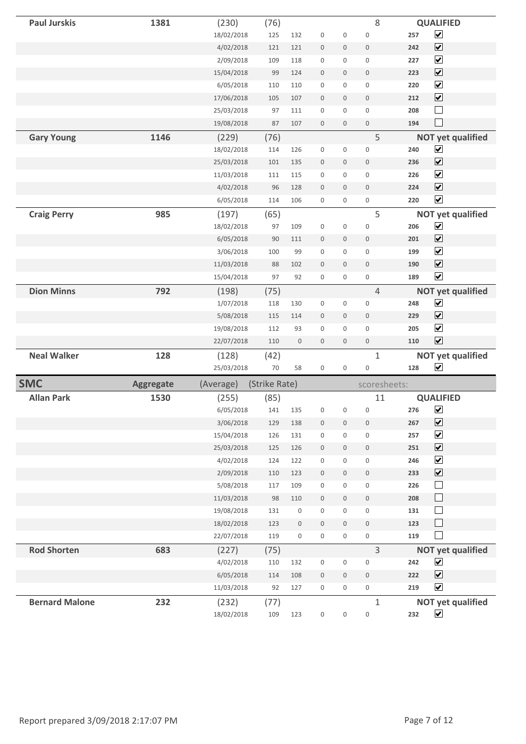| | | | | | | | | | | |
|---|---|---|---|---|---|---|---|---|---|---|
| **Paul Jurskis** | **1381** | (230) | (76) | | | | | 8 | | **QUALIFIED** |
| | | 18/02/2018 | 125 | 132 | 0 | 0 | 0 | | **257** | ☑ |
| | | 4/02/2018 | 121 | 121 | 0 | 0 | 0 | | **242** | ☑ |
| | | 2/09/2018 | 109 | 118 | 0 | 0 | 0 | | **227** | ☑ |
| | | 15/04/2018 | 99 | 124 | 0 | 0 | 0 | | **223** | ☑ |
| | | 6/05/2018 | 110 | 110 | 0 | 0 | 0 | | **220** | ☑ |
| | | 17/06/2018 | 105 | 107 | 0 | 0 | 0 | | **212** | ☑ |
| | | 25/03/2018 | 97 | 111 | 0 | 0 | 0 | | **208** | ☐ |
| | | 19/08/2018 | 87 | 107 | 0 | 0 | 0 | | **194** | ☐ |
| **Gary Young** | **1146** | (229) | (76) | | | | | 5 | | **NOT yet qualified** |
| | | 18/02/2018 | 114 | 126 | 0 | 0 | 0 | | **240** | ☑ |
| | | 25/03/2018 | 101 | 135 | 0 | 0 | 0 | | **236** | ☑ |
| | | 11/03/2018 | 111 | 115 | 0 | 0 | 0 | | **226** | ☑ |
| | | 4/02/2018 | 96 | 128 | 0 | 0 | 0 | | **224** | ☑ |
| | | 6/05/2018 | 114 | 106 | 0 | 0 | 0 | | **220** | ☑ |
| **Craig Perry** | **985** | (197) | (65) | | | | | 5 | | **NOT yet qualified** |
| | | 18/02/2018 | 97 | 109 | 0 | 0 | 0 | | **206** | ☑ |
| | | 6/05/2018 | 90 | 111 | 0 | 0 | 0 | | **201** | ☑ |
| | | 3/06/2018 | 100 | 99 | 0 | 0 | 0 | | **199** | ☑ |
| | | 11/03/2018 | 88 | 102 | 0 | 0 | 0 | | **190** | ☑ |
| | | 15/04/2018 | 97 | 92 | 0 | 0 | 0 | | **189** | ☑ |
| **Dion Minns** | **792** | (198) | (75) | | | | | 4 | | **NOT yet qualified** |
| | | 1/07/2018 | 118 | 130 | 0 | 0 | 0 | | **248** | ☑ |
| | | 5/08/2018 | 115 | 114 | 0 | 0 | 0 | | **229** | ☑ |
| | | 19/08/2018 | 112 | 93 | 0 | 0 | 0 | | **205** | ☑ |
| | | 22/07/2018 | 110 | 0 | 0 | 0 | 0 | | **110** | ☑ |
| **Neal Walker** | **128** | (128) | (42) | | | | | 1 | | **NOT yet qualified** |
| | | 25/03/2018 | 70 | 58 | 0 | 0 | 0 | | **128** | ☑ |

| **SMC** | **Aggregate** | (Average) | (Strike Rate) | | | | | scoresheets: | | |
|---|---|---|---|---|---|---|---|---|---|---|
| **Allan Park** | **1530** | (255) | (85) | | | | | 11 | | **QUALIFIED** |
| | | 6/05/2018 | 141 | 135 | 0 | 0 | 0 | | **276** | ☑ |
| | | 3/06/2018 | 129 | 138 | 0 | 0 | 0 | | **267** | ☑ |
| | | 15/04/2018 | 126 | 131 | 0 | 0 | 0 | | **257** | ☑ |
| | | 25/03/2018 | 125 | 126 | 0 | 0 | 0 | | **251** | ☑ |
| | | 4/02/2018 | 124 | 122 | 0 | 0 | 0 | | **246** | ☑ |
| | | 2/09/2018 | 110 | 123 | 0 | 0 | 0 | | **233** | ☑ |
| | | 5/08/2018 | 117 | 109 | 0 | 0 | 0 | | **226** | ☐ |
| | | 11/03/2018 | 98 | 110 | 0 | 0 | 0 | | **208** | ☐ |
| | | 19/08/2018 | 131 | 0 | 0 | 0 | 0 | | **131** | ☐ |
| | | 18/02/2018 | 123 | 0 | 0 | 0 | 0 | | **123** | ☐ |
| | | 22/07/2018 | 119 | 0 | 0 | 0 | 0 | | **119** | ☐ |
| **Rod Shorten** | **683** | (227) | (75) | | | | | 3 | | **NOT yet qualified** |
| | | 4/02/2018 | 110 | 132 | 0 | 0 | 0 | | **242** | ☑ |
| | | 6/05/2018 | 114 | 108 | 0 | 0 | 0 | | **222** | ☑ |
| | | 11/03/2018 | 92 | 127 | 0 | 0 | 0 | | **219** | ☑ |
| **Bernard Malone** | **232** | (232) | (77) | | | | | 1 | | **NOT yet qualified** |
| | | 18/02/2018 | 109 | 123 | 0 | 0 | 0 | | **232** | ☑ |

Report prepared 3/09/2018 2:17:07 PM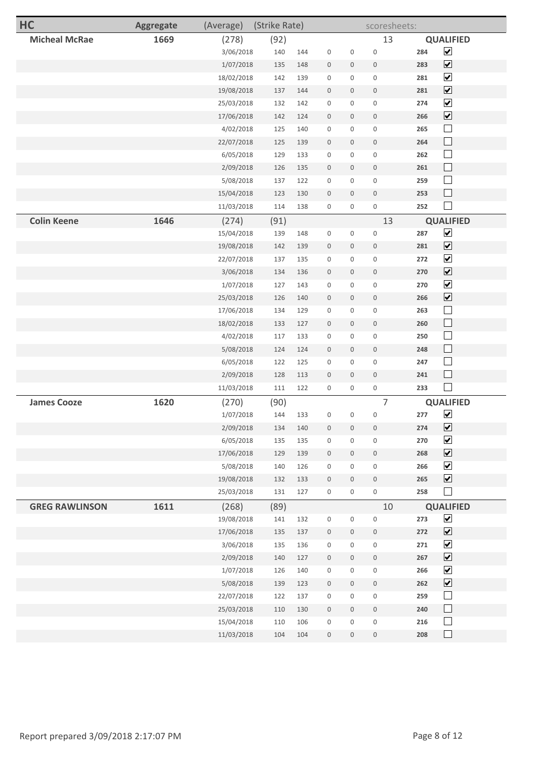| HC | Aggregate | (Average) | (Strike Rate) | | | | | scoresheets: | | |
|---|---|---|---|---|---|---|---|---|---|---|
| **Micheal McRae** | **1669** | (278) | (92) | | | | | 13 | | **QUALIFIED** |
| | | 3/06/2018 | 140 | 144 | 0 | 0 | 0 | | **284** | ☑ |
| | | 1/07/2018 | 135 | 148 | 0 | 0 | 0 | | **283** | ☑ |
| | | 18/02/2018 | 142 | 139 | 0 | 0 | 0 | | **281** | ☑ |
| | | 19/08/2018 | 137 | 144 | 0 | 0 | 0 | | **281** | ☑ |
| | | 25/03/2018 | 132 | 142 | 0 | 0 | 0 | | **274** | ☑ |
| | | 17/06/2018 | 142 | 124 | 0 | 0 | 0 | | **266** | ☑ |
| | | 4/02/2018 | 125 | 140 | 0 | 0 | 0 | | **265** | ☐ |
| | | 22/07/2018 | 125 | 139 | 0 | 0 | 0 | | **264** | ☐ |
| | | 6/05/2018 | 129 | 133 | 0 | 0 | 0 | | **262** | ☐ |
| | | 2/09/2018 | 126 | 135 | 0 | 0 | 0 | | **261** | ☐ |
| | | 5/08/2018 | 137 | 122 | 0 | 0 | 0 | | **259** | ☐ |
| | | 15/04/2018 | 123 | 130 | 0 | 0 | 0 | | **253** | ☐ |
| | | 11/03/2018 | 114 | 138 | 0 | 0 | 0 | | **252** | ☐ |
| **Colin Keene** | **1646** | (274) | (91) | | | | | 13 | | **QUALIFIED** |
| | | 15/04/2018 | 139 | 148 | 0 | 0 | 0 | | **287** | ☑ |
| | | 19/08/2018 | 142 | 139 | 0 | 0 | 0 | | **281** | ☑ |
| | | 22/07/2018 | 137 | 135 | 0 | 0 | 0 | | **272** | ☑ |
| | | 3/06/2018 | 134 | 136 | 0 | 0 | 0 | | **270** | ☑ |
| | | 1/07/2018 | 127 | 143 | 0 | 0 | 0 | | **270** | ☑ |
| | | 25/03/2018 | 126 | 140 | 0 | 0 | 0 | | **266** | ☑ |
| | | 17/06/2018 | 134 | 129 | 0 | 0 | 0 | | **263** | ☐ |
| | | 18/02/2018 | 133 | 127 | 0 | 0 | 0 | | **260** | ☐ |
| | | 4/02/2018 | 117 | 133 | 0 | 0 | 0 | | **250** | ☐ |
| | | 5/08/2018 | 124 | 124 | 0 | 0 | 0 | | **248** | ☐ |
| | | 6/05/2018 | 122 | 125 | 0 | 0 | 0 | | **247** | ☐ |
| | | 2/09/2018 | 128 | 113 | 0 | 0 | 0 | | **241** | ☐ |
| | | 11/03/2018 | 111 | 122 | 0 | 0 | 0 | | **233** | ☐ |
| **James Cooze** | **1620** | (270) | (90) | | | | | 7 | | **QUALIFIED** |
| | | 1/07/2018 | 144 | 133 | 0 | 0 | 0 | | **277** | ☑ |
| | | 2/09/2018 | 134 | 140 | 0 | 0 | 0 | | **274** | ☑ |
| | | 6/05/2018 | 135 | 135 | 0 | 0 | 0 | | **270** | ☑ |
| | | 17/06/2018 | 129 | 139 | 0 | 0 | 0 | | **268** | ☑ |
| | | 5/08/2018 | 140 | 126 | 0 | 0 | 0 | | **266** | ☑ |
| | | 19/08/2018 | 132 | 133 | 0 | 0 | 0 | | **265** | ☑ |
| | | 25/03/2018 | 131 | 127 | 0 | 0 | 0 | | **258** | ☐ |
| **GREG RAWLINSON** | **1611** | (268) | (89) | | | | | 10 | | **QUALIFIED** |
| | | 19/08/2018 | 141 | 132 | 0 | 0 | 0 | | **273** | ☑ |
| | | 17/06/2018 | 135 | 137 | 0 | 0 | 0 | | **272** | ☑ |
| | | 3/06/2018 | 135 | 136 | 0 | 0 | 0 | | **271** | ☑ |
| | | 2/09/2018 | 140 | 127 | 0 | 0 | 0 | | **267** | ☑ |
| | | 1/07/2018 | 126 | 140 | 0 | 0 | 0 | | **266** | ☑ |
| | | 5/08/2018 | 139 | 123 | 0 | 0 | 0 | | **262** | ☑ |
| | | 22/07/2018 | 122 | 137 | 0 | 0 | 0 | | **259** | ☐ |
| | | 25/03/2018 | 110 | 130 | 0 | 0 | 0 | | **240** | ☐ |
| | | 15/04/2018 | 110 | 106 | 0 | 0 | 0 | | **216** | ☐ |
| | | 11/03/2018 | 104 | 104 | 0 | 0 | 0 | | **208** | ☐ |

Report prepared 3/09/2018 2:17:07 PM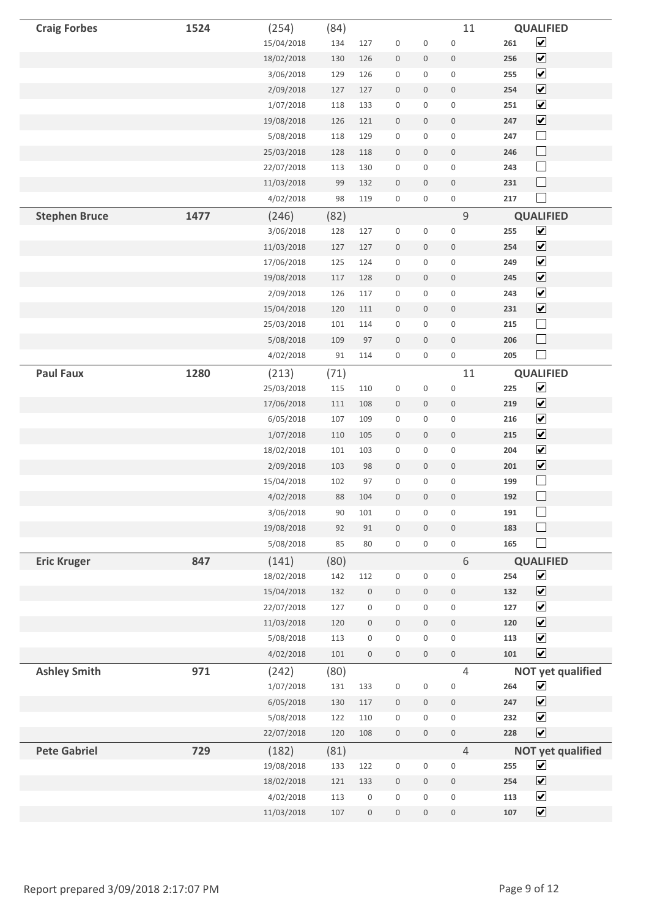| Name | Total | | | | | | | Score | Status |
|---|---|---|---|---|---|---|---|---|---|
| **Craig Forbes** | **1524** | (254) | (84) | | | | 11 | | **QUALIFIED** |
| | | 15/04/2018 | 134 | 127 | 0 | 0 | 0 | **261** | ☑ |
| | | 18/02/2018 | 130 | 126 | 0 | 0 | 0 | **256** | ☑ |
| | | 3/06/2018 | 129 | 126 | 0 | 0 | 0 | **255** | ☑ |
| | | 2/09/2018 | 127 | 127 | 0 | 0 | 0 | **254** | ☑ |
| | | 1/07/2018 | 118 | 133 | 0 | 0 | 0 | **251** | ☑ |
| | | 19/08/2018 | 126 | 121 | 0 | 0 | 0 | **247** | ☑ |
| | | 5/08/2018 | 118 | 129 | 0 | 0 | 0 | **247** | ☐ |
| | | 25/03/2018 | 128 | 118 | 0 | 0 | 0 | **246** | ☐ |
| | | 22/07/2018 | 113 | 130 | 0 | 0 | 0 | **243** | ☐ |
| | | 11/03/2018 | 99 | 132 | 0 | 0 | 0 | **231** | ☐ |
| | | 4/02/2018 | 98 | 119 | 0 | 0 | 0 | **217** | ☐ |
| **Stephen Bruce** | **1477** | (246) | (82) | | | | 9 | | **QUALIFIED** |
| | | 3/06/2018 | 128 | 127 | 0 | 0 | 0 | **255** | ☑ |
| | | 11/03/2018 | 127 | 127 | 0 | 0 | 0 | **254** | ☑ |
| | | 17/06/2018 | 125 | 124 | 0 | 0 | 0 | **249** | ☑ |
| | | 19/08/2018 | 117 | 128 | 0 | 0 | 0 | **245** | ☑ |
| | | 2/09/2018 | 126 | 117 | 0 | 0 | 0 | **243** | ☑ |
| | | 15/04/2018 | 120 | 111 | 0 | 0 | 0 | **231** | ☑ |
| | | 25/03/2018 | 101 | 114 | 0 | 0 | 0 | **215** | ☐ |
| | | 5/08/2018 | 109 | 97 | 0 | 0 | 0 | **206** | ☐ |
| | | 4/02/2018 | 91 | 114 | 0 | 0 | 0 | **205** | ☐ |
| **Paul Faux** | **1280** | (213) | (71) | | | | 11 | | **QUALIFIED** |
| | | 25/03/2018 | 115 | 110 | 0 | 0 | 0 | **225** | ☑ |
| | | 17/06/2018 | 111 | 108 | 0 | 0 | 0 | **219** | ☑ |
| | | 6/05/2018 | 107 | 109 | 0 | 0 | 0 | **216** | ☑ |
| | | 1/07/2018 | 110 | 105 | 0 | 0 | 0 | **215** | ☑ |
| | | 18/02/2018 | 101 | 103 | 0 | 0 | 0 | **204** | ☑ |
| | | 2/09/2018 | 103 | 98 | 0 | 0 | 0 | **201** | ☑ |
| | | 15/04/2018 | 102 | 97 | 0 | 0 | 0 | **199** | ☐ |
| | | 4/02/2018 | 88 | 104 | 0 | 0 | 0 | **192** | ☐ |
| | | 3/06/2018 | 90 | 101 | 0 | 0 | 0 | **191** | ☐ |
| | | 19/08/2018 | 92 | 91 | 0 | 0 | 0 | **183** | ☐ |
| | | 5/08/2018 | 85 | 80 | 0 | 0 | 0 | **165** | ☐ |
| **Eric Kruger** | **847** | (141) | (80) | | | | 6 | | **QUALIFIED** |
| | | 18/02/2018 | 142 | 112 | 0 | 0 | 0 | **254** | ☑ |
| | | 15/04/2018 | 132 | 0 | 0 | 0 | 0 | **132** | ☑ |
| | | 22/07/2018 | 127 | 0 | 0 | 0 | 0 | **127** | ☑ |
| | | 11/03/2018 | 120 | 0 | 0 | 0 | 0 | **120** | ☑ |
| | | 5/08/2018 | 113 | 0 | 0 | 0 | 0 | **113** | ☑ |
| | | 4/02/2018 | 101 | 0 | 0 | 0 | 0 | **101** | ☑ |
| **Ashley Smith** | **971** | (242) | (80) | | | | 4 | | **NOT yet qualified** |
| | | 1/07/2018 | 131 | 133 | 0 | 0 | 0 | **264** | ☑ |
| | | 6/05/2018 | 130 | 117 | 0 | 0 | 0 | **247** | ☑ |
| | | 5/08/2018 | 122 | 110 | 0 | 0 | 0 | **232** | ☑ |
| | | 22/07/2018 | 120 | 108 | 0 | 0 | 0 | **228** | ☑ |
| **Pete Gabriel** | **729** | (182) | (81) | | | | 4 | | **NOT yet qualified** |
| | | 19/08/2018 | 133 | 122 | 0 | 0 | 0 | **255** | ☑ |
| | | 18/02/2018 | 121 | 133 | 0 | 0 | 0 | **254** | ☑ |
| | | 4/02/2018 | 113 | 0 | 0 | 0 | 0 | **113** | ☑ |
| | | 11/03/2018 | 107 | 0 | 0 | 0 | 0 | **107** | ☑ |

Report prepared 3/09/2018 2:17:07 PM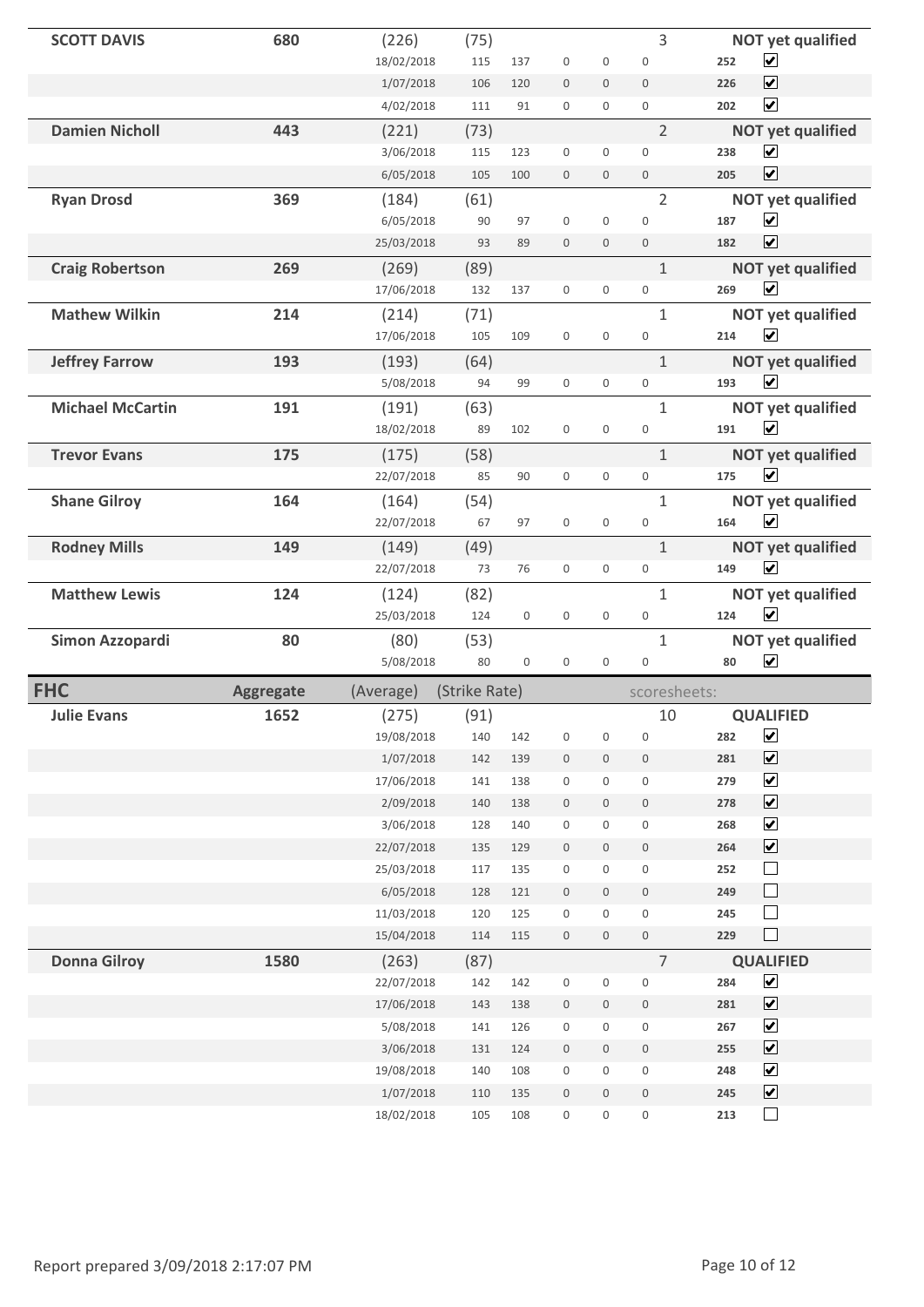| Name | Aggregate | (Average) | (Strike Rate) | | | | | scoresheets: | | |
|---|---|---|---|---|---|---|---|---|---|---|
| **SCOTT DAVIS** | **680** | (226) | (75) | | | | | 3 | | **NOT yet qualified** |
| | | 18/02/2018 | 115 | 137 | 0 | 0 | 0 | | **252** | ☑ |
| | | 1/07/2018 | 106 | 120 | 0 | 0 | 0 | | **226** | ☑ |
| | | 4/02/2018 | 111 | 91 | 0 | 0 | 0 | | **202** | ☑ |
| **Damien Nicholl** | **443** | (221) | (73) | | | | | 2 | | **NOT yet qualified** |
| | | 3/06/2018 | 115 | 123 | 0 | 0 | 0 | | **238** | ☑ |
| | | 6/05/2018 | 105 | 100 | 0 | 0 | 0 | | **205** | ☑ |
| **Ryan Drosd** | **369** | (184) | (61) | | | | | 2 | | **NOT yet qualified** |
| | | 6/05/2018 | 90 | 97 | 0 | 0 | 0 | | **187** | ☑ |
| | | 25/03/2018 | 93 | 89 | 0 | 0 | 0 | | **182** | ☑ |
| **Craig Robertson** | **269** | (269) | (89) | | | | | 1 | | **NOT yet qualified** |
| | | 17/06/2018 | 132 | 137 | 0 | 0 | 0 | | **269** | ☑ |
| **Mathew Wilkin** | **214** | (214) | (71) | | | | | 1 | | **NOT yet qualified** |
| | | 17/06/2018 | 105 | 109 | 0 | 0 | 0 | | **214** | ☑ |
| **Jeffrey Farrow** | **193** | (193) | (64) | | | | | 1 | | **NOT yet qualified** |
| | | 5/08/2018 | 94 | 99 | 0 | 0 | 0 | | **193** | ☑ |
| **Michael McCartin** | **191** | (191) | (63) | | | | | 1 | | **NOT yet qualified** |
| | | 18/02/2018 | 89 | 102 | 0 | 0 | 0 | | **191** | ☑ |
| **Trevor Evans** | **175** | (175) | (58) | | | | | 1 | | **NOT yet qualified** |
| | | 22/07/2018 | 85 | 90 | 0 | 0 | 0 | | **175** | ☑ |
| **Shane Gilroy** | **164** | (164) | (54) | | | | | 1 | | **NOT yet qualified** |
| | | 22/07/2018 | 67 | 97 | 0 | 0 | 0 | | **164** | ☑ |
| **Rodney Mills** | **149** | (149) | (49) | | | | | 1 | | **NOT yet qualified** |
| | | 22/07/2018 | 73 | 76 | 0 | 0 | 0 | | **149** | ☑ |
| **Matthew Lewis** | **124** | (124) | (82) | | | | | 1 | | **NOT yet qualified** |
| | | 25/03/2018 | 124 | 0 | 0 | 0 | 0 | | **124** | ☑ |
| **Simon Azzopardi** | **80** | (80) | (53) | | | | | 1 | | **NOT yet qualified** |
| | | 5/08/2018 | 80 | 0 | 0 | 0 | 0 | | **80** | ☑ |

| **FHC** | **Aggregate** | (Average) | (Strike Rate) | | | | | scoresheets: | | |
|---|---|---|---|---|---|---|---|---|---|---|
| **Julie Evans** | **1652** | (275) | (91) | | | | | 10 | | **QUALIFIED** |
| | | 19/08/2018 | 140 | 142 | 0 | 0 | 0 | | **282** | ☑ |
| | | 1/07/2018 | 142 | 139 | 0 | 0 | 0 | | **281** | ☑ |
| | | 17/06/2018 | 141 | 138 | 0 | 0 | 0 | | **279** | ☑ |
| | | 2/09/2018 | 140 | 138 | 0 | 0 | 0 | | **278** | ☑ |
| | | 3/06/2018 | 128 | 140 | 0 | 0 | 0 | | **268** | ☑ |
| | | 22/07/2018 | 135 | 129 | 0 | 0 | 0 | | **264** | ☑ |
| | | 25/03/2018 | 117 | 135 | 0 | 0 | 0 | | **252** | ☐ |
| | | 6/05/2018 | 128 | 121 | 0 | 0 | 0 | | **249** | ☐ |
| | | 11/03/2018 | 120 | 125 | 0 | 0 | 0 | | **245** | ☐ |
| | | 15/04/2018 | 114 | 115 | 0 | 0 | 0 | | **229** | ☐ |
| **Donna Gilroy** | **1580** | (263) | (87) | | | | | 7 | | **QUALIFIED** |
| | | 22/07/2018 | 142 | 142 | 0 | 0 | 0 | | **284** | ☑ |
| | | 17/06/2018 | 143 | 138 | 0 | 0 | 0 | | **281** | ☑ |
| | | 5/08/2018 | 141 | 126 | 0 | 0 | 0 | | **267** | ☑ |
| | | 3/06/2018 | 131 | 124 | 0 | 0 | 0 | | **255** | ☑ |
| | | 19/08/2018 | 140 | 108 | 0 | 0 | 0 | | **248** | ☑ |
| | | 1/07/2018 | 110 | 135 | 0 | 0 | 0 | | **245** | ☑ |
| | | 18/02/2018 | 105 | 108 | 0 | 0 | 0 | | **213** | ☐ |

Report prepared 3/09/2018 2:17:07 PM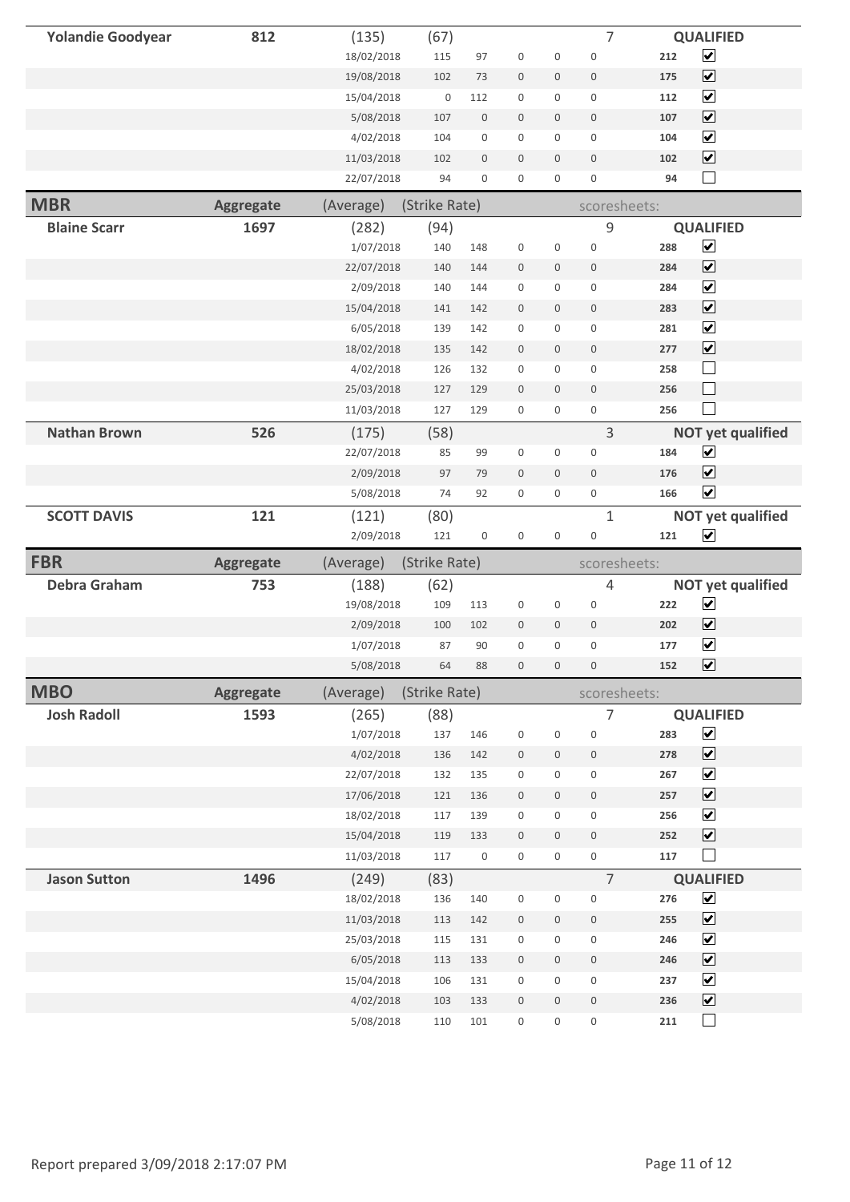| Name | Aggregate | (Average) | (Strike Rate) | | | | | scoresheets: | | |
|---|---|---|---|---|---|---|---|---|---|---|
| **Yolandie Goodyear** | **812** | (135) | (67) | | | | | 7 | | **QUALIFIED** |
| | | 18/02/2018 | 115 | 97 | 0 | 0 | 0 | | **212** | ☑ |
| | | 19/08/2018 | 102 | 73 | 0 | 0 | 0 | | **175** | ☑ |
| | | 15/04/2018 | 0 | 112 | 0 | 0 | 0 | | **112** | ☑ |
| | | 5/08/2018 | 107 | 0 | 0 | 0 | 0 | | **107** | ☑ |
| | | 4/02/2018 | 104 | 0 | 0 | 0 | 0 | | **104** | ☑ |
| | | 11/03/2018 | 102 | 0 | 0 | 0 | 0 | | **102** | ☑ |
| | | 22/07/2018 | 94 | 0 | 0 | 0 | 0 | | **94** | ☐ |

| **MBR** | **Aggregate** | (Average) | (Strike Rate) | | | | | scoresheets: | | |
|---|---|---|---|---|---|---|---|---|---|---|
| **Blaine Scarr** | **1697** | (282) | (94) | | | | | 9 | | **QUALIFIED** |
| | | 1/07/2018 | 140 | 148 | 0 | 0 | 0 | | **288** | ☑ |
| | | 22/07/2018 | 140 | 144 | 0 | 0 | 0 | | **284** | ☑ |
| | | 2/09/2018 | 140 | 144 | 0 | 0 | 0 | | **284** | ☑ |
| | | 15/04/2018 | 141 | 142 | 0 | 0 | 0 | | **283** | ☑ |
| | | 6/05/2018 | 139 | 142 | 0 | 0 | 0 | | **281** | ☑ |
| | | 18/02/2018 | 135 | 142 | 0 | 0 | 0 | | **277** | ☑ |
| | | 4/02/2018 | 126 | 132 | 0 | 0 | 0 | | **258** | ☐ |
| | | 25/03/2018 | 127 | 129 | 0 | 0 | 0 | | **256** | ☐ |
| | | 11/03/2018 | 127 | 129 | 0 | 0 | 0 | | **256** | ☐ |
| **Nathan Brown** | **526** | (175) | (58) | | | | | 3 | | **NOT yet qualified** |
| | | 22/07/2018 | 85 | 99 | 0 | 0 | 0 | | **184** | ☑ |
| | | 2/09/2018 | 97 | 79 | 0 | 0 | 0 | | **176** | ☑ |
| | | 5/08/2018 | 74 | 92 | 0 | 0 | 0 | | **166** | ☑ |
| **SCOTT DAVIS** | **121** | (121) | (80) | | | | | 1 | | **NOT yet qualified** |
| | | 2/09/2018 | 121 | 0 | 0 | 0 | 0 | | **121** | ☑ |

| **FBR** | **Aggregate** | (Average) | (Strike Rate) | | | | | scoresheets: | | |
|---|---|---|---|---|---|---|---|---|---|---|
| **Debra Graham** | **753** | (188) | (62) | | | | | 4 | | **NOT yet qualified** |
| | | 19/08/2018 | 109 | 113 | 0 | 0 | 0 | | **222** | ☑ |
| | | 2/09/2018 | 100 | 102 | 0 | 0 | 0 | | **202** | ☑ |
| | | 1/07/2018 | 87 | 90 | 0 | 0 | 0 | | **177** | ☑ |
| | | 5/08/2018 | 64 | 88 | 0 | 0 | 0 | | **152** | ☑ |

| **MBO** | **Aggregate** | (Average) | (Strike Rate) | | | | | scoresheets: | | |
|---|---|---|---|---|---|---|---|---|---|---|
| **Josh Radoll** | **1593** | (265) | (88) | | | | | 7 | | **QUALIFIED** |
| | | 1/07/2018 | 137 | 146 | 0 | 0 | 0 | | **283** | ☑ |
| | | 4/02/2018 | 136 | 142 | 0 | 0 | 0 | | **278** | ☑ |
| | | 22/07/2018 | 132 | 135 | 0 | 0 | 0 | | **267** | ☑ |
| | | 17/06/2018 | 121 | 136 | 0 | 0 | 0 | | **257** | ☑ |
| | | 18/02/2018 | 117 | 139 | 0 | 0 | 0 | | **256** | ☑ |
| | | 15/04/2018 | 119 | 133 | 0 | 0 | 0 | | **252** | ☑ |
| | | 11/03/2018 | 117 | 0 | 0 | 0 | 0 | | **117** | ☐ |
| **Jason Sutton** | **1496** | (249) | (83) | | | | | 7 | | **QUALIFIED** |
| | | 18/02/2018 | 136 | 140 | 0 | 0 | 0 | | **276** | ☑ |
| | | 11/03/2018 | 113 | 142 | 0 | 0 | 0 | | **255** | ☑ |
| | | 25/03/2018 | 115 | 131 | 0 | 0 | 0 | | **246** | ☑ |
| | | 6/05/2018 | 113 | 133 | 0 | 0 | 0 | | **246** | ☑ |
| | | 15/04/2018 | 106 | 131 | 0 | 0 | 0 | | **237** | ☑ |
| | | 4/02/2018 | 103 | 133 | 0 | 0 | 0 | | **236** | ☑ |
| | | 5/08/2018 | 110 | 101 | 0 | 0 | 0 | | **211** | ☐ |

Report prepared 3/09/2018 2:17:07 PM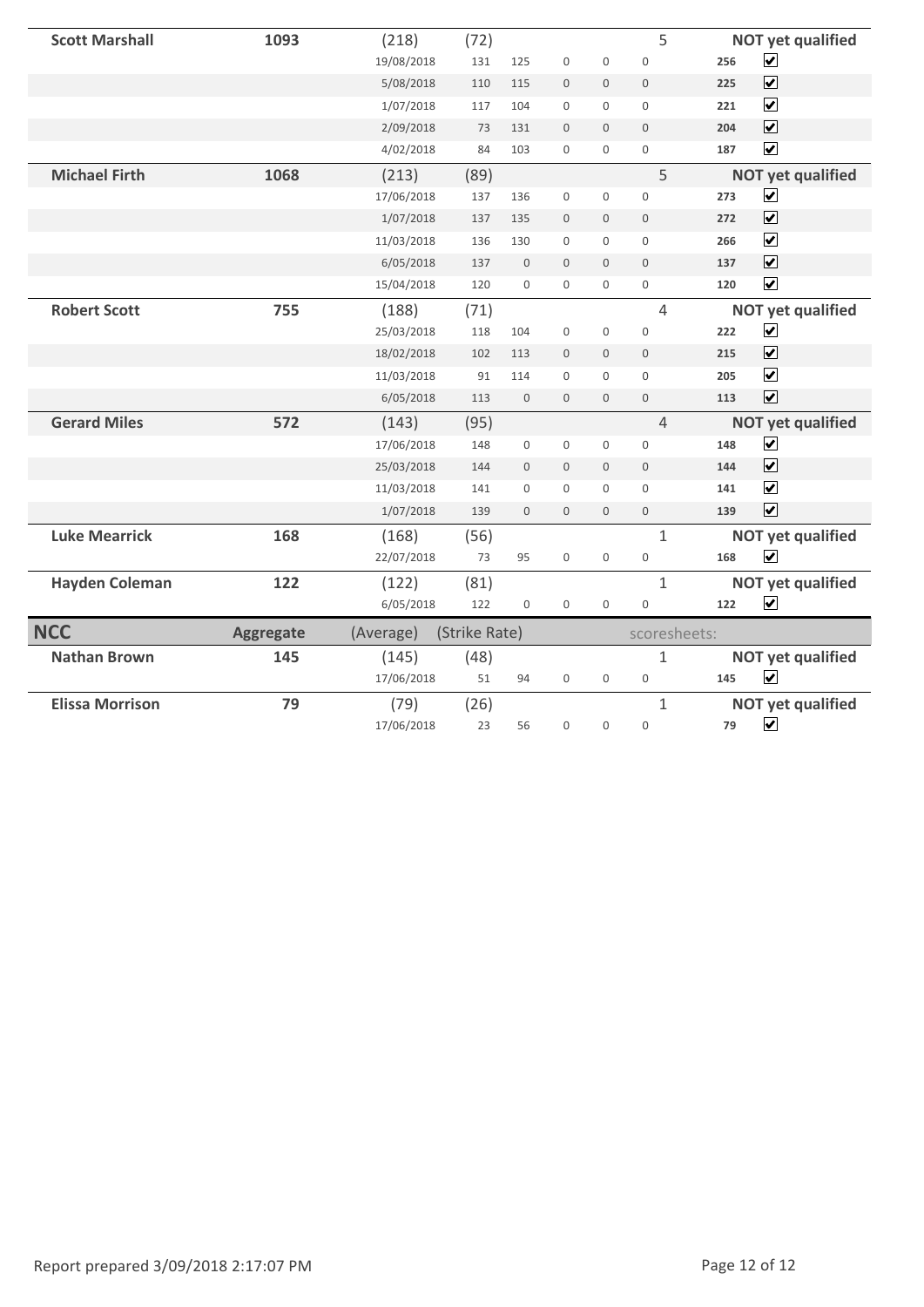| | | | | | | | | | | |
|---|---|---|---|---|---|---|---|---|---|---|
| **Scott Marshall** | **1093** | (218) | (72) | | | | 5 | | **NOT yet qualified** | |
| | | 19/08/2018 | 131 | 125 | 0 | 0 | 0 | **256** | ☑ | |
| | | 5/08/2018 | 110 | 115 | 0 | 0 | 0 | **225** | ☑ | |
| | | 1/07/2018 | 117 | 104 | 0 | 0 | 0 | **221** | ☑ | |
| | | 2/09/2018 | 73 | 131 | 0 | 0 | 0 | **204** | ☑ | |
| | | 4/02/2018 | 84 | 103 | 0 | 0 | 0 | **187** | ☑ | |
| **Michael Firth** | **1068** | (213) | (89) | | | | 5 | | **NOT yet qualified** | |
| | | 17/06/2018 | 137 | 136 | 0 | 0 | 0 | **273** | ☑ | |
| | | 1/07/2018 | 137 | 135 | 0 | 0 | 0 | **272** | ☑ | |
| | | 11/03/2018 | 136 | 130 | 0 | 0 | 0 | **266** | ☑ | |
| | | 6/05/2018 | 137 | 0 | 0 | 0 | 0 | **137** | ☑ | |
| | | 15/04/2018 | 120 | 0 | 0 | 0 | 0 | **120** | ☑ | |
| **Robert Scott** | **755** | (188) | (71) | | | | 4 | | **NOT yet qualified** | |
| | | 25/03/2018 | 118 | 104 | 0 | 0 | 0 | **222** | ☑ | |
| | | 18/02/2018 | 102 | 113 | 0 | 0 | 0 | **215** | ☑ | |
| | | 11/03/2018 | 91 | 114 | 0 | 0 | 0 | **205** | ☑ | |
| | | 6/05/2018 | 113 | 0 | 0 | 0 | 0 | **113** | ☑ | |
| **Gerard Miles** | **572** | (143) | (95) | | | | 4 | | **NOT yet qualified** | |
| | | 17/06/2018 | 148 | 0 | 0 | 0 | 0 | **148** | ☑ | |
| | | 25/03/2018 | 144 | 0 | 0 | 0 | 0 | **144** | ☑ | |
| | | 11/03/2018 | 141 | 0 | 0 | 0 | 0 | **141** | ☑ | |
| | | 1/07/2018 | 139 | 0 | 0 | 0 | 0 | **139** | ☑ | |
| **Luke Mearrick** | **168** | (168) | (56) | | | | 1 | | **NOT yet qualified** | |
| | | 22/07/2018 | 73 | 95 | 0 | 0 | 0 | **168** | ☑ | |
| **Hayden Coleman** | **122** | (122) | (81) | | | | 1 | | **NOT yet qualified** | |
| | | 6/05/2018 | 122 | 0 | 0 | 0 | 0 | **122** | ☑ | |
| **NCC** | **Aggregate** | (Average) | (Strike Rate) | | | | scoresheets: | | | |
| **Nathan Brown** | **145** | (145) | (48) | | | | 1 | | **NOT yet qualified** | |
| | | 17/06/2018 | 51 | 94 | 0 | 0 | 0 | **145** | ☑ | |
| **Elissa Morrison** | **79** | (79) | (26) | | | | 1 | | **NOT yet qualified** | |
| | | 17/06/2018 | 23 | 56 | 0 | 0 | 0 | **79** | ☑ | |

Report prepared 3/09/2018 2:17:07 PM